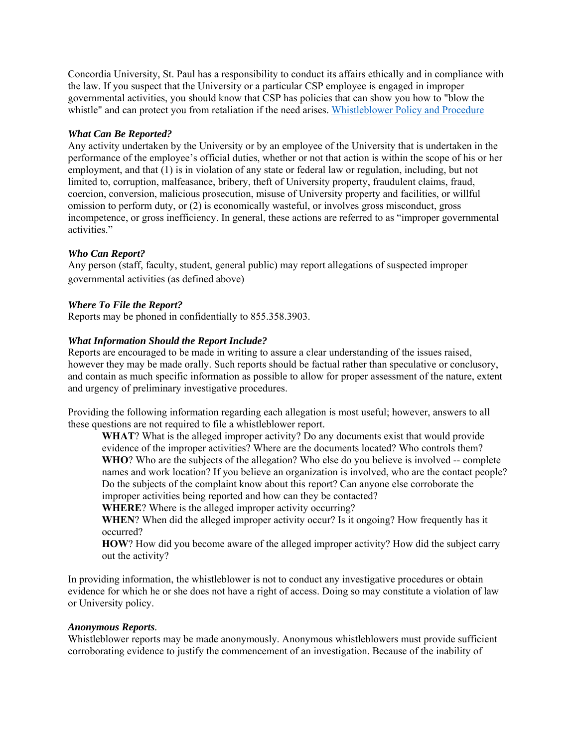Concordia University, St. Paul has a responsibility to conduct its affairs ethically and in compliance with the law. If you suspect that the University or a particular CSP employee is engaged in improper governmental activities, you should know that CSP has policies that can show you how to "blow the whistle" and can protect you from retaliation if the need arises. Whistleblower Policy and Procedure

***What Can Be Reported?***

Any activity undertaken by the University or by an employee of the University that is undertaken in the performance of the employee's official duties, whether or not that action is within the scope of his or her employment, and that (1) is in violation of any state or federal law or regulation, including, but not limited to, corruption, malfeasance, bribery, theft of University property, fraudulent claims, fraud, coercion, conversion, malicious prosecution, misuse of University property and facilities, or willful omission to perform duty, or (2) is economically wasteful, or involves gross misconduct, gross incompetence, or gross inefficiency. In general, these actions are referred to as "improper governmental activities."

***Who Can Report?***

Any person (staff, faculty, student, general public) may report allegations of suspected improper governmental activities (as defined above)

***Where To File the Report?***

Reports may be phoned in confidentially to 855.358.3903.

***What Information Should the Report Include?***

Reports are encouraged to be made in writing to assure a clear understanding of the issues raised, however they may be made orally. Such reports should be factual rather than speculative or conclusory, and contain as much specific information as possible to allow for proper assessment of the nature, extent and urgency of preliminary investigative procedures.

Providing the following information regarding each allegation is most useful; however, answers to all these questions are not required to file a whistleblower report.

**WHAT**? What is the alleged improper activity? Do any documents exist that would provide evidence of the improper activities? Where are the documents located? Who controls them?
**WHO**? Who are the subjects of the allegation? Who else do you believe is involved -- complete names and work location? If you believe an organization is involved, who are the contact people? Do the subjects of the complaint know about this report? Can anyone else corroborate the improper activities being reported and how can they be contacted?
**WHERE**? Where is the alleged improper activity occurring?
**WHEN**? When did the alleged improper activity occur? Is it ongoing? How frequently has it occurred?
**HOW**? How did you become aware of the alleged improper activity? How did the subject carry out the activity?

In providing information, the whistleblower is not to conduct any investigative procedures or obtain evidence for which he or she does not have a right of access. Doing so may constitute a violation of law or University policy.

***Anonymous Reports***.

Whistleblower reports may be made anonymously. Anonymous whistleblowers must provide sufficient corroborating evidence to justify the commencement of an investigation. Because of the inability of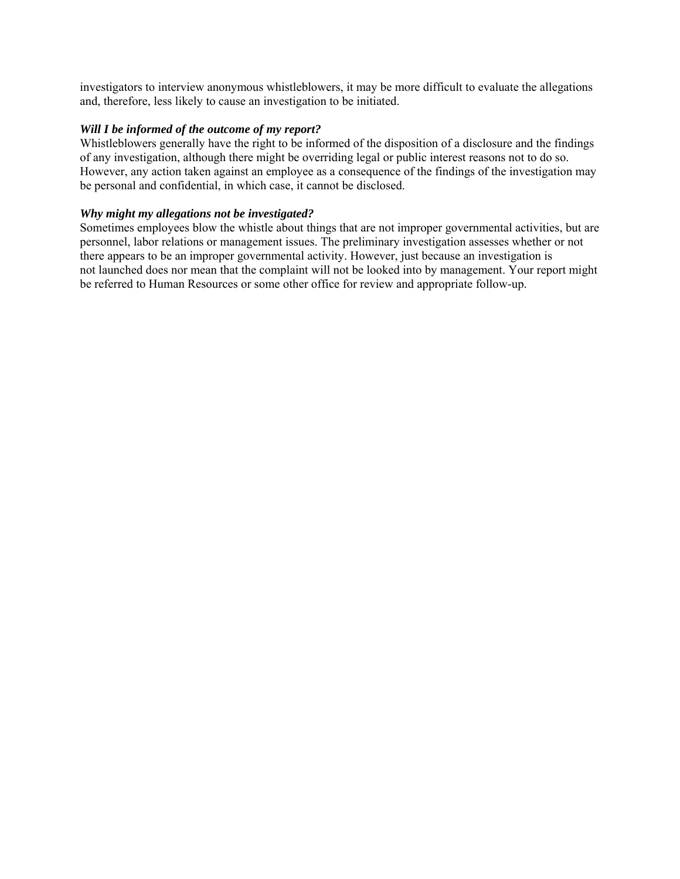investigators to interview anonymous whistleblowers, it may be more difficult to evaluate the allegations and, therefore, less likely to cause an investigation to be initiated.

***Will I be informed of the outcome of my report?***

Whistleblowers generally have the right to be informed of the disposition of a disclosure and the findings of any investigation, although there might be overriding legal or public interest reasons not to do so. However, any action taken against an employee as a consequence of the findings of the investigation may be personal and confidential, in which case, it cannot be disclosed.

***Why might my allegations not be investigated?***

Sometimes employees blow the whistle about things that are not improper governmental activities, but are personnel, labor relations or management issues. The preliminary investigation assesses whether or not there appears to be an improper governmental activity. However, just because an investigation is not launched does nor mean that the complaint will not be looked into by management. Your report might be referred to Human Resources or some other office for review and appropriate follow-up.